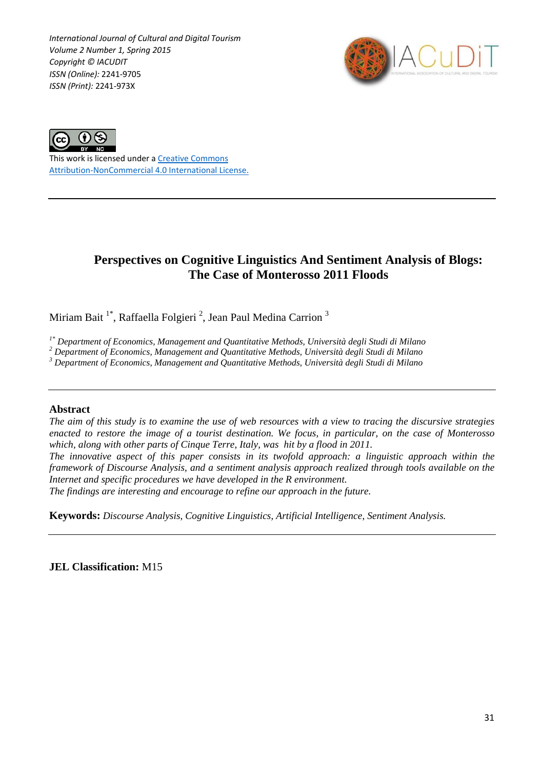International Journal of Cultural and Digital Tourism
Volume 2 Number 1, Spring 2015
Copyright © IACUDIT
ISSN (Online): 2241-9705
ISSN (Print): 2241-973X

This work is licensed under a Creative Commons Attribution-NonCommercial 4.0 International License.

# Perspectives on Cognitive Linguistics And Sentiment Analysis of Blogs: The Case of Monterosso 2011 Floods

Miriam Bait [1*], Raffaella Folgieri [2], Jean Paul Medina Carrion [3]

[1*] *Department of Economics, Management and Quantitative Methods, Università degli Studi di Milano*
[2] *Department of Economics, Management and Quantitative Methods, Università degli Studi di Milano*
[3] *Department of Economics, Management and Quantitative Methods, Università degli Studi di Milano*

## Abstract

*The aim of this study is to examine the use of web resources with a view to tracing the discursive strategies enacted to restore the image of a tourist destination. We focus, in particular, on the case of Monterosso which, along with other parts of Cinque Terre, Italy, was hit by a flood in 2011.*

*The innovative aspect of this paper consists in its twofold approach: a linguistic approach within the framework of Discourse Analysis, and a sentiment analysis approach realized through tools available on the Internet and specific procedures we have developed in the R environment.*

*The findings are interesting and encourage to refine our approach in the future.*

**Keywords:** *Discourse Analysis, Cognitive Linguistics, Artificial Intelligence, Sentiment Analysis.*

**JEL Classification:** M15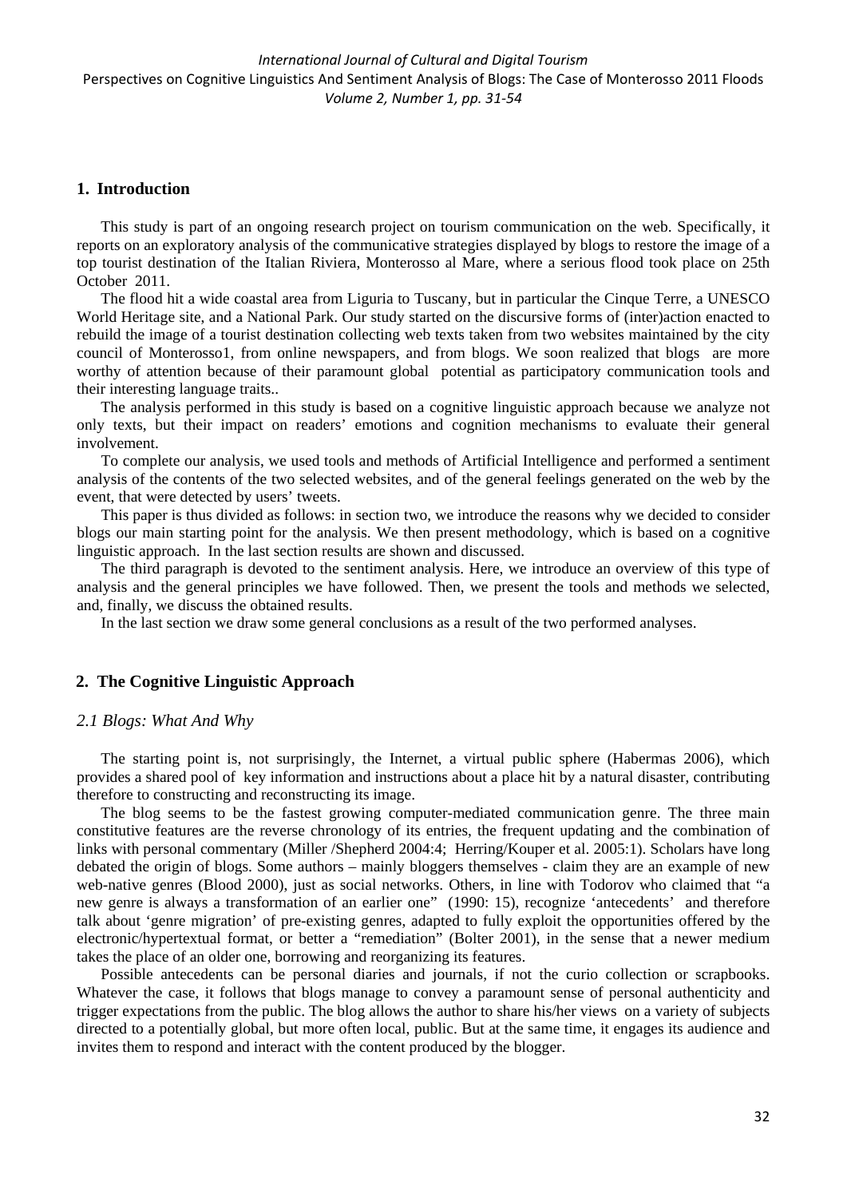## 1. Introduction

This study is part of an ongoing research project on tourism communication on the web. Specifically, it reports on an exploratory analysis of the communicative strategies displayed by blogs to restore the image of a top tourist destination of the Italian Riviera, Monterosso al Mare, where a serious flood took place on 25th October 2011.

The flood hit a wide coastal area from Liguria to Tuscany, but in particular the Cinque Terre, a UNESCO World Heritage site, and a National Park. Our study started on the discursive forms of (inter)action enacted to rebuild the image of a tourist destination collecting web texts taken from two websites maintained by the city council of Monterosso1, from online newspapers, and from blogs. We soon realized that blogs are more worthy of attention because of their paramount global potential as participatory communication tools and their interesting language traits..

The analysis performed in this study is based on a cognitive linguistic approach because we analyze not only texts, but their impact on readers' emotions and cognition mechanisms to evaluate their general involvement.

To complete our analysis, we used tools and methods of Artificial Intelligence and performed a sentiment analysis of the contents of the two selected websites, and of the general feelings generated on the web by the event, that were detected by users' tweets.

This paper is thus divided as follows: in section two, we introduce the reasons why we decided to consider blogs our main starting point for the analysis. We then present methodology, which is based on a cognitive linguistic approach. In the last section results are shown and discussed.

The third paragraph is devoted to the sentiment analysis. Here, we introduce an overview of this type of analysis and the general principles we have followed. Then, we present the tools and methods we selected, and, finally, we discuss the obtained results.

In the last section we draw some general conclusions as a result of the two performed analyses.

## 2. The Cognitive Linguistic Approach

### *2.1 Blogs: What And Why*

The starting point is, not surprisingly, the Internet, a virtual public sphere (Habermas 2006), which provides a shared pool of key information and instructions about a place hit by a natural disaster, contributing therefore to constructing and reconstructing its image.

The blog seems to be the fastest growing computer-mediated communication genre. The three main constitutive features are the reverse chronology of its entries, the frequent updating and the combination of links with personal commentary (Miller /Shepherd 2004:4; Herring/Kouper et al. 2005:1). Scholars have long debated the origin of blogs. Some authors – mainly bloggers themselves - claim they are an example of new web-native genres (Blood 2000), just as social networks. Others, in line with Todorov who claimed that "a new genre is always a transformation of an earlier one" (1990: 15), recognize 'antecedents' and therefore talk about 'genre migration' of pre-existing genres, adapted to fully exploit the opportunities offered by the electronic/hypertextual format, or better a "remediation" (Bolter 2001), in the sense that a newer medium takes the place of an older one, borrowing and reorganizing its features.

Possible antecedents can be personal diaries and journals, if not the curio collection or scrapbooks. Whatever the case, it follows that blogs manage to convey a paramount sense of personal authenticity and trigger expectations from the public. The blog allows the author to share his/her views on a variety of subjects directed to a potentially global, but more often local, public. But at the same time, it engages its audience and invites them to respond and interact with the content produced by the blogger.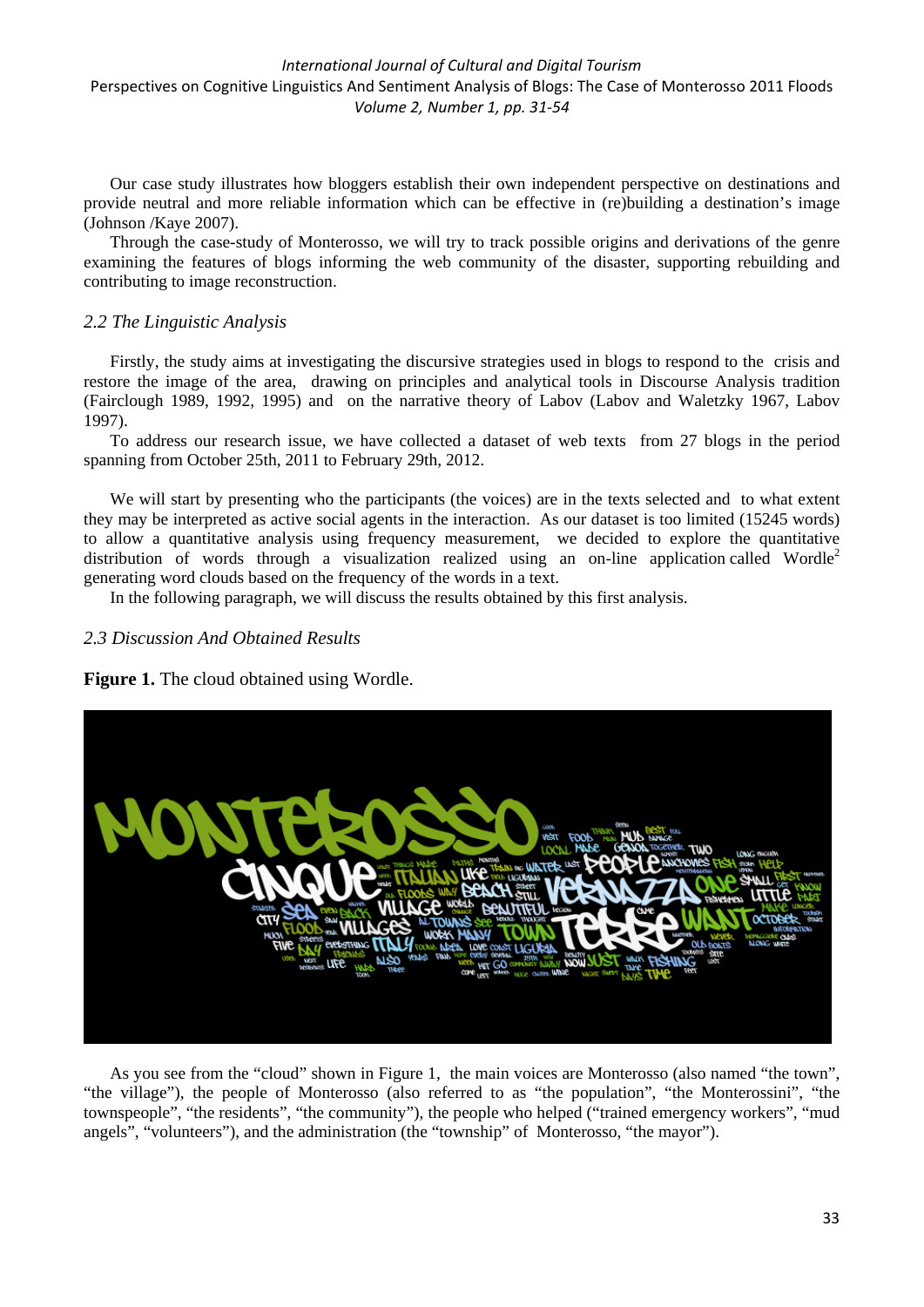Our case study illustrates how bloggers establish their own independent perspective on destinations and provide neutral and more reliable information which can be effective in (re)building a destination's image (Johnson /Kaye 2007).

Through the case-study of Monterosso, we will try to track possible origins and derivations of the genre examining the features of blogs informing the web community of the disaster, supporting rebuilding and contributing to image reconstruction.

### *2.2 The Linguistic Analysis*

Firstly, the study aims at investigating the discursive strategies used in blogs to respond to the crisis and restore the image of the area, drawing on principles and analytical tools in Discourse Analysis tradition (Fairclough 1989, 1992, 1995) and on the narrative theory of Labov (Labov and Waletzky 1967, Labov 1997).

To address our research issue, we have collected a dataset of web texts from 27 blogs in the period spanning from October 25th, 2011 to February 29th, 2012.

We will start by presenting who the participants (the voices) are in the texts selected and to what extent they may be interpreted as active social agents in the interaction. As our dataset is too limited (15245 words) to allow a quantitative analysis using frequency measurement, we decided to explore the quantitative distribution of words through a visualization realized using an on-line application called Wordle[2] generating word clouds based on the frequency of the words in a text.

In the following paragraph, we will discuss the results obtained by this first analysis.

### *2.3 Discussion And Obtained Results*

**Figure 1.** The cloud obtained using Wordle.

As you see from the "cloud" shown in Figure 1, the main voices are Monterosso (also named "the town", "the village"), the people of Monterosso (also referred to as "the population", "the Monterossini", "the townspeople", "the residents", "the community"), the people who helped ("trained emergency workers", "mud angels", "volunteers"), and the administration (the "township" of Monterosso, "the mayor").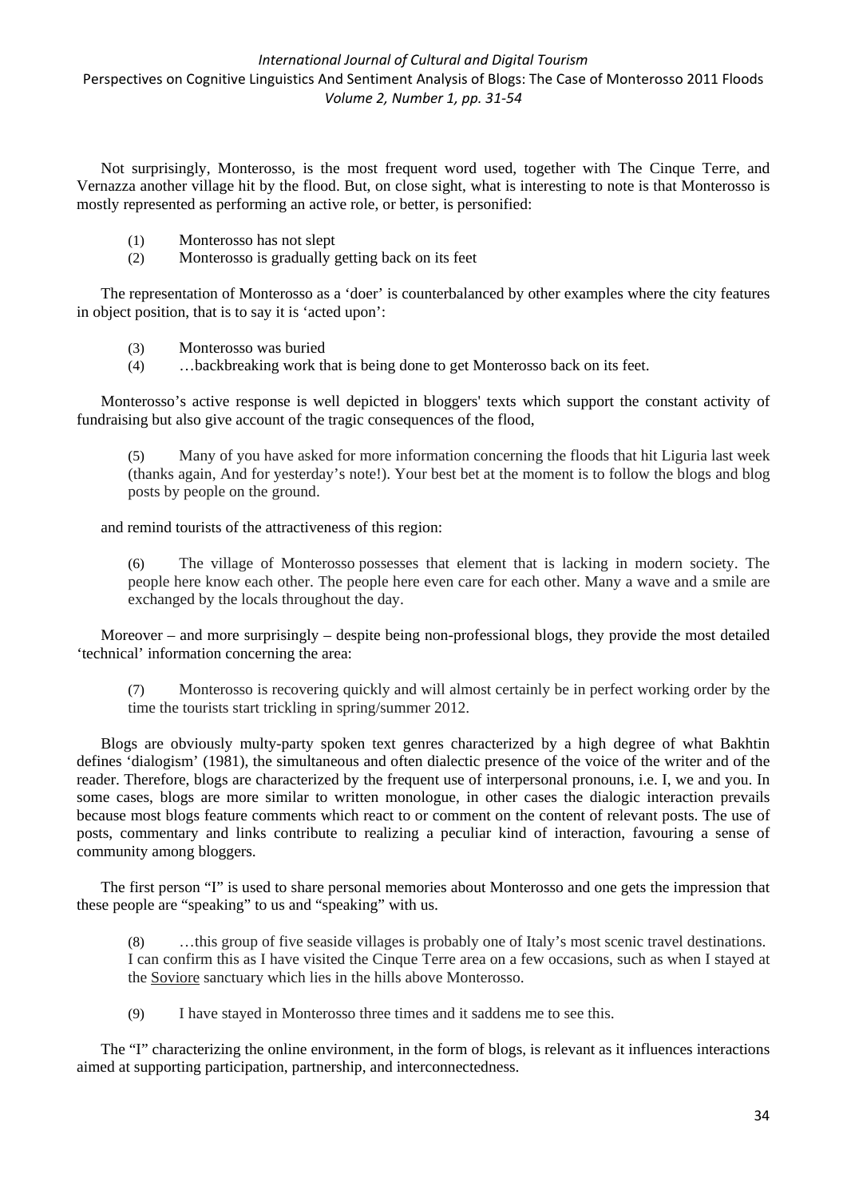Not surprisingly, Monterosso, is the most frequent word used, together with The Cinque Terre, and Vernazza another village hit by the flood. But, on close sight, what is interesting to note is that Monterosso is mostly represented as performing an active role, or better, is personified:

(1) Monterosso has not slept

(2) Monterosso is gradually getting back on its feet

The representation of Monterosso as a 'doer' is counterbalanced by other examples where the city features in object position, that is to say it is 'acted upon':

(3) Monterosso was buried

(4) …backbreaking work that is being done to get Monterosso back on its feet.

Monterosso's active response is well depicted in bloggers' texts which support the constant activity of fundraising but also give account of the tragic consequences of the flood,

> (5) Many of you have asked for more information concerning the floods that hit Liguria last week (thanks again, And for yesterday's note!). Your best bet at the moment is to follow the blogs and blog posts by people on the ground.

and remind tourists of the attractiveness of this region:

> (6) The village of Monterosso possesses that element that is lacking in modern society. The people here know each other. The people here even care for each other. Many a wave and a smile are exchanged by the locals throughout the day.

Moreover – and more surprisingly – despite being non-professional blogs, they provide the most detailed 'technical' information concerning the area:

> (7) Monterosso is recovering quickly and will almost certainly be in perfect working order by the time the tourists start trickling in spring/summer 2012.

Blogs are obviously multy-party spoken text genres characterized by a high degree of what Bakhtin defines 'dialogism' (1981), the simultaneous and often dialectic presence of the voice of the writer and of the reader. Therefore, blogs are characterized by the frequent use of interpersonal pronouns, i.e. I, we and you. In some cases, blogs are more similar to written monologue, in other cases the dialogic interaction prevails because most blogs feature comments which react to or comment on the content of relevant posts. The use of posts, commentary and links contribute to realizing a peculiar kind of interaction, favouring a sense of community among bloggers.

The first person "I" is used to share personal memories about Monterosso and one gets the impression that these people are "speaking" to us and "speaking" with us.

> (8) …this group of five seaside villages is probably one of Italy's most scenic travel destinations. I can confirm this as I have visited the Cinque Terre area on a few occasions, such as when I stayed at the Soviore sanctuary which lies in the hills above Monterosso.

> (9) I have stayed in Monterosso three times and it saddens me to see this.

The "I" characterizing the online environment, in the form of blogs, is relevant as it influences interactions aimed at supporting participation, partnership, and interconnectedness.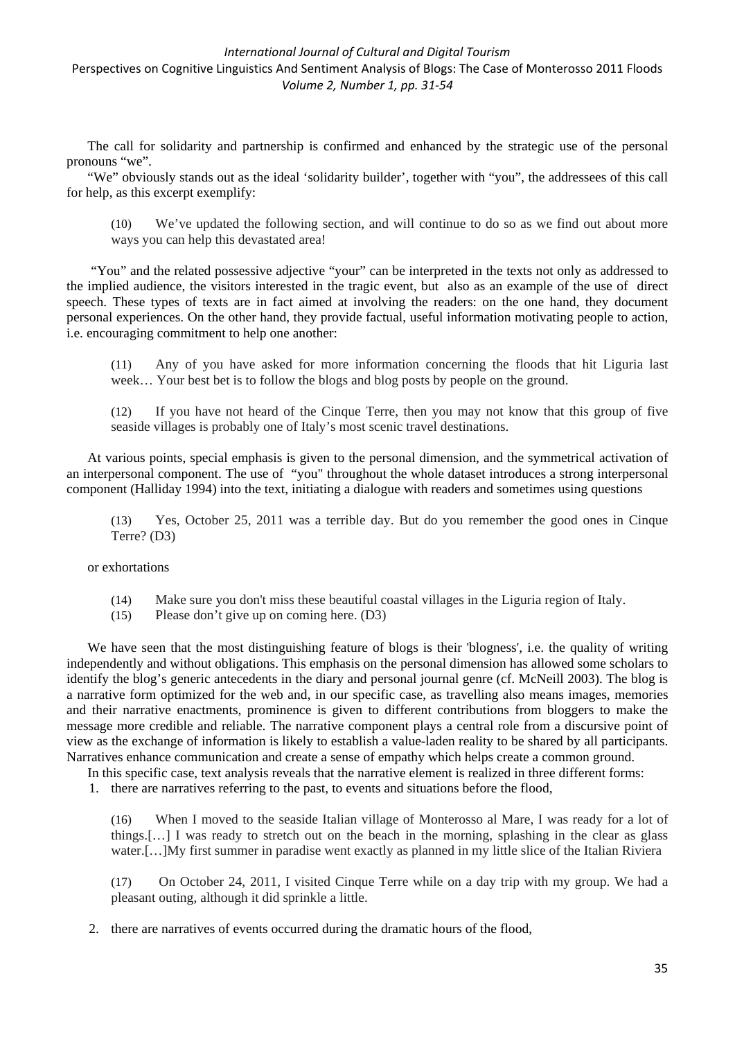The call for solidarity and partnership is confirmed and enhanced by the strategic use of the personal pronouns "we".

"We" obviously stands out as the ideal 'solidarity builder', together with "you", the addressees of this call for help, as this excerpt exemplify:

> (10) We've updated the following section, and will continue to do so as we find out about more ways you can help this devastated area!

"You" and the related possessive adjective "your" can be interpreted in the texts not only as addressed to the implied audience, the visitors interested in the tragic event, but also as an example of the use of direct speech. These types of texts are in fact aimed at involving the readers: on the one hand, they document personal experiences. On the other hand, they provide factual, useful information motivating people to action, i.e. encouraging commitment to help one another:

> (11) Any of you have asked for more information concerning the floods that hit Liguria last week… Your best bet is to follow the blogs and blog posts by people on the ground.

> (12) If you have not heard of the Cinque Terre, then you may not know that this group of five seaside villages is probably one of Italy's most scenic travel destinations.

At various points, special emphasis is given to the personal dimension, and the symmetrical activation of an interpersonal component. The use of "you" throughout the whole dataset introduces a strong interpersonal component (Halliday 1994) into the text, initiating a dialogue with readers and sometimes using questions

> (13) Yes, October 25, 2011 was a terrible day. But do you remember the good ones in Cinque Terre? (D3)

or exhortations

> (14) Make sure you don't miss these beautiful coastal villages in the Liguria region of Italy.
> (15) Please don't give up on coming here. (D3)

We have seen that the most distinguishing feature of blogs is their 'blogness', i.e. the quality of writing independently and without obligations. This emphasis on the personal dimension has allowed some scholars to identify the blog's generic antecedents in the diary and personal journal genre (cf. McNeill 2003). The blog is a narrative form optimized for the web and, in our specific case, as travelling also means images, memories and their narrative enactments, prominence is given to different contributions from bloggers to make the message more credible and reliable. The narrative component plays a central role from a discursive point of view as the exchange of information is likely to establish a value-laden reality to be shared by all participants. Narratives enhance communication and create a sense of empathy which helps create a common ground.

In this specific case, text analysis reveals that the narrative element is realized in three different forms:

1. there are narratives referring to the past, to events and situations before the flood,

> (16) When I moved to the seaside Italian village of Monterosso al Mare, I was ready for a lot of things.[…] I was ready to stretch out on the beach in the morning, splashing in the clear as glass water.[…]My first summer in paradise went exactly as planned in my little slice of the Italian Riviera

> (17) On October 24, 2011, I visited Cinque Terre while on a day trip with my group. We had a pleasant outing, although it did sprinkle a little.

2. there are narratives of events occurred during the dramatic hours of the flood,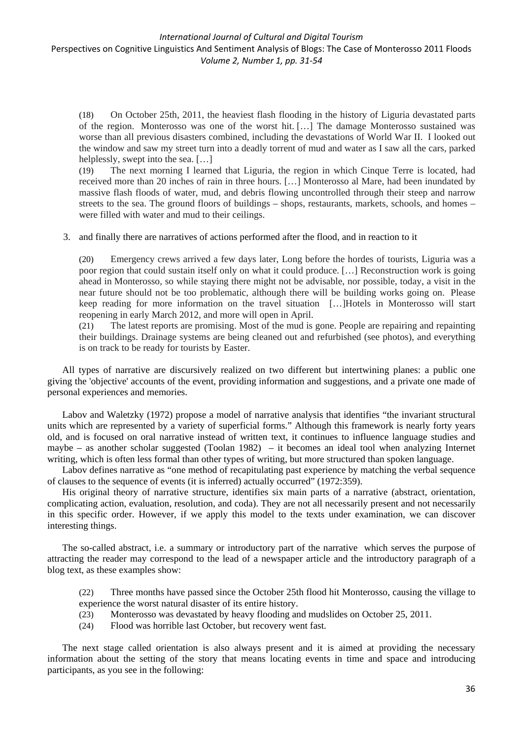(18) On October 25th, 2011, the heaviest flash flooding in the history of Liguria devastated parts of the region. Monterosso was one of the worst hit. […] The damage Monterosso sustained was worse than all previous disasters combined, including the devastations of World War II. I looked out the window and saw my street turn into a deadly torrent of mud and water as I saw all the cars, parked helplessly, swept into the sea. […]

(19) The next morning I learned that Liguria, the region in which Cinque Terre is located, had received more than 20 inches of rain in three hours. […] Monterosso al Mare, had been inundated by massive flash floods of water, mud, and debris flowing uncontrolled through their steep and narrow streets to the sea. The ground floors of buildings – shops, restaurants, markets, schools, and homes – were filled with water and mud to their ceilings.

3. and finally there are narratives of actions performed after the flood, and in reaction to it

(20) Emergency crews arrived a few days later, Long before the hordes of tourists, Liguria was a poor region that could sustain itself only on what it could produce. […] Reconstruction work is going ahead in Monterosso, so while staying there might not be advisable, nor possible, today, a visit in the near future should not be too problematic, although there will be building works going on. Please keep reading for more information on the travel situation […]Hotels in Monterosso will start reopening in early March 2012, and more will open in April.

(21) The latest reports are promising. Most of the mud is gone. People are repairing and repainting their buildings. Drainage systems are being cleaned out and refurbished (see photos), and everything is on track to be ready for tourists by Easter.

All types of narrative are discursively realized on two different but intertwining planes: a public one giving the 'objective' accounts of the event, providing information and suggestions, and a private one made of personal experiences and memories.

Labov and Waletzky (1972) propose a model of narrative analysis that identifies "the invariant structural units which are represented by a variety of superficial forms." Although this framework is nearly forty years old, and is focused on oral narrative instead of written text, it continues to influence language studies and maybe – as another scholar suggested (Toolan 1982) – it becomes an ideal tool when analyzing Internet writing, which is often less formal than other types of writing, but more structured than spoken language.

Labov defines narrative as "one method of recapitulating past experience by matching the verbal sequence of clauses to the sequence of events (it is inferred) actually occurred" (1972:359).

His original theory of narrative structure, identifies six main parts of a narrative (abstract, orientation, complicating action, evaluation, resolution, and coda). They are not all necessarily present and not necessarily in this specific order. However, if we apply this model to the texts under examination, we can discover interesting things.

The so-called abstract, i.e. a summary or introductory part of the narrative which serves the purpose of attracting the reader may correspond to the lead of a newspaper article and the introductory paragraph of a blog text, as these examples show:

(22) Three months have passed since the October 25th flood hit Monterosso, causing the village to experience the worst natural disaster of its entire history.
(23) Monterosso was devastated by heavy flooding and mudslides on October 25, 2011.
(24) Flood was horrible last October, but recovery went fast.

The next stage called orientation is also always present and it is aimed at providing the necessary information about the setting of the story that means locating events in time and space and introducing participants, as you see in the following: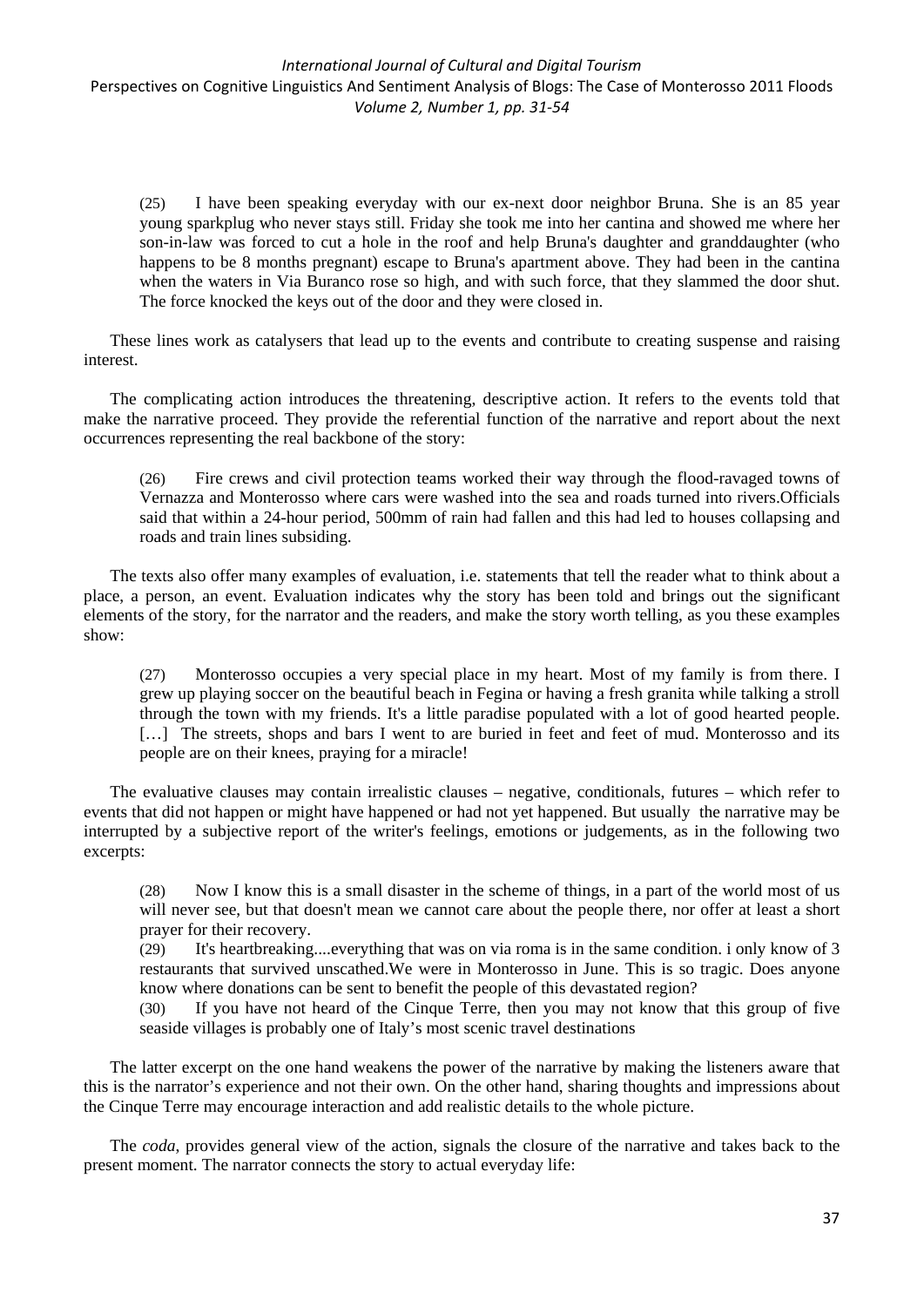(25) I have been speaking everyday with our ex-next door neighbor Bruna. She is an 85 year young sparkplug who never stays still. Friday she took me into her cantina and showed me where her son-in-law was forced to cut a hole in the roof and help Bruna's daughter and granddaughter (who happens to be 8 months pregnant) escape to Bruna's apartment above. They had been in the cantina when the waters in Via Buranco rose so high, and with such force, that they slammed the door shut. The force knocked the keys out of the door and they were closed in.

These lines work as catalysers that lead up to the events and contribute to creating suspense and raising interest.

The complicating action introduces the threatening, descriptive action. It refers to the events told that make the narrative proceed. They provide the referential function of the narrative and report about the next occurrences representing the real backbone of the story:

(26) Fire crews and civil protection teams worked their way through the flood-ravaged towns of Vernazza and Monterosso where cars were washed into the sea and roads turned into rivers.Officials said that within a 24-hour period, 500mm of rain had fallen and this had led to houses collapsing and roads and train lines subsiding.

The texts also offer many examples of evaluation, i.e. statements that tell the reader what to think about a place, a person, an event. Evaluation indicates why the story has been told and brings out the significant elements of the story, for the narrator and the readers, and make the story worth telling, as you these examples show:

(27) Monterosso occupies a very special place in my heart. Most of my family is from there. I grew up playing soccer on the beautiful beach in Fegina or having a fresh granita while talking a stroll through the town with my friends. It's a little paradise populated with a lot of good hearted people. […] The streets, shops and bars I went to are buried in feet and feet of mud. Monterosso and its people are on their knees, praying for a miracle!

The evaluative clauses may contain irrealistic clauses – negative, conditionals, futures – which refer to events that did not happen or might have happened or had not yet happened. But usually the narrative may be interrupted by a subjective report of the writer's feelings, emotions or judgements, as in the following two excerpts:

(28) Now I know this is a small disaster in the scheme of things, in a part of the world most of us will never see, but that doesn't mean we cannot care about the people there, nor offer at least a short prayer for their recovery.

(29) It's heartbreaking....everything that was on via roma is in the same condition. i only know of 3 restaurants that survived unscathed.We were in Monterosso in June. This is so tragic. Does anyone know where donations can be sent to benefit the people of this devastated region?

(30) If you have not heard of the Cinque Terre, then you may not know that this group of five seaside villages is probably one of Italy's most scenic travel destinations

The latter excerpt on the one hand weakens the power of the narrative by making the listeners aware that this is the narrator's experience and not their own. On the other hand, sharing thoughts and impressions about the Cinque Terre may encourage interaction and add realistic details to the whole picture.

The *coda*, provides general view of the action, signals the closure of the narrative and takes back to the present moment. The narrator connects the story to actual everyday life: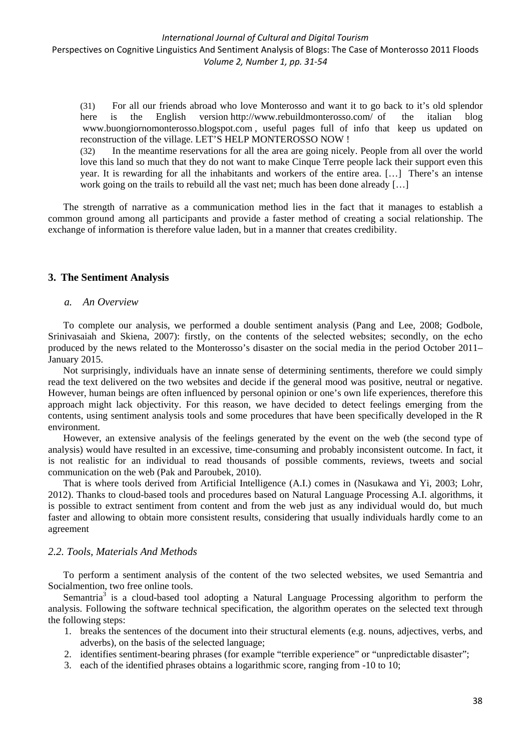(31) For all our friends abroad who love Monterosso and want it to go back to it's old splendor here is the English version http://www.rebuildmonterosso.com/ of the italian blog www.buongiornomonterosso.blogspot.com , useful pages full of info that keep us updated on reconstruction of the village. LET'S HELP MONTEROSSO NOW !

(32) In the meantime reservations for all the area are going nicely. People from all over the world love this land so much that they do not want to make Cinque Terre people lack their support even this year. It is rewarding for all the inhabitants and workers of the entire area. […] There's an intense work going on the trails to rebuild all the vast net; much has been done already […]

The strength of narrative as a communication method lies in the fact that it manages to establish a common ground among all participants and provide a faster method of creating a social relationship. The exchange of information is therefore value laden, but in a manner that creates credibility.

## 3. The Sentiment Analysis

### *a. An Overview*

To complete our analysis, we performed a double sentiment analysis (Pang and Lee, 2008; Godbole, Srinivasaiah and Skiena, 2007): firstly, on the contents of the selected websites; secondly, on the echo produced by the news related to the Monterosso's disaster on the social media in the period October 2011–January 2015.

Not surprisingly, individuals have an innate sense of determining sentiments, therefore we could simply read the text delivered on the two websites and decide if the general mood was positive, neutral or negative. However, human beings are often influenced by personal opinion or one's own life experiences, therefore this approach might lack objectivity. For this reason, we have decided to detect feelings emerging from the contents, using sentiment analysis tools and some procedures that have been specifically developed in the R environment.

However, an extensive analysis of the feelings generated by the event on the web (the second type of analysis) would have resulted in an excessive, time-consuming and probably inconsistent outcome. In fact, it is not realistic for an individual to read thousands of possible comments, reviews, tweets and social communication on the web (Pak and Paroubek, 2010).

That is where tools derived from Artificial Intelligence (A.I.) comes in (Nasukawa and Yi, 2003; Lohr, 2012). Thanks to cloud-based tools and procedures based on Natural Language Processing A.I. algorithms, it is possible to extract sentiment from content and from the web just as any individual would do, but much faster and allowing to obtain more consistent results, considering that usually individuals hardly come to an agreement

### *2.2. Tools, Materials And Methods*

To perform a sentiment analysis of the content of the two selected websites, we used Semantria and Socialmention, two free online tools.

Semantria[3] is a cloud-based tool adopting a Natural Language Processing algorithm to perform the analysis. Following the software technical specification, the algorithm operates on the selected text through the following steps:

1. breaks the sentences of the document into their structural elements (e.g. nouns, adjectives, verbs, and adverbs), on the basis of the selected language;
2. identifies sentiment-bearing phrases (for example "terrible experience" or "unpredictable disaster";
3. each of the identified phrases obtains a logarithmic score, ranging from -10 to 10;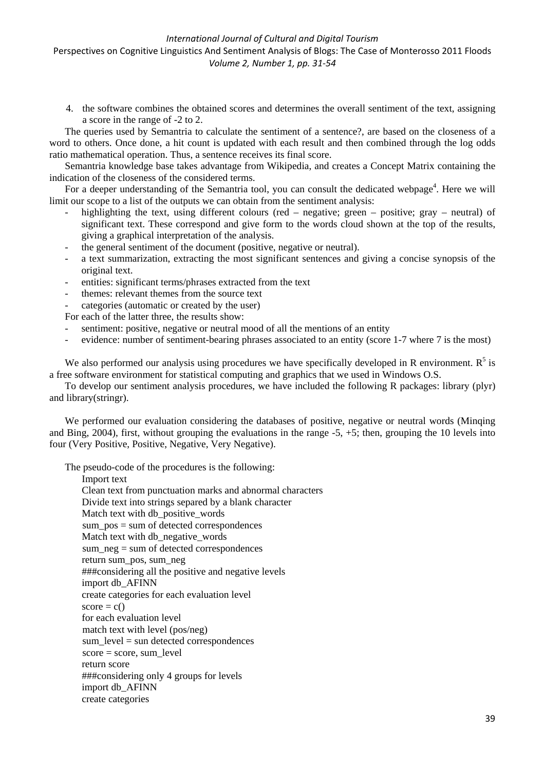4. the software combines the obtained scores and determines the overall sentiment of the text, assigning a score in the range of -2 to 2.

The queries used by Semantria to calculate the sentiment of a sentence?, are based on the closeness of a word to others. Once done, a hit count is updated with each result and then combined through the log odds ratio mathematical operation. Thus, a sentence receives its final score.

Semantria knowledge base takes advantage from Wikipedia, and creates a Concept Matrix containing the indication of the closeness of the considered terms.

For a deeper understanding of the Semantria tool, you can consult the dedicated webpage[4]. Here we will limit our scope to a list of the outputs we can obtain from the sentiment analysis:

- highlighting the text, using different colours (red – negative; green – positive; gray – neutral) of significant text. These correspond and give form to the words cloud shown at the top of the results, giving a graphical interpretation of the analysis.
- the general sentiment of the document (positive, negative or neutral).
- a text summarization, extracting the most significant sentences and giving a concise synopsis of the original text.
- entities: significant terms/phrases extracted from the text
- themes: relevant themes from the source text
- categories (automatic or created by the user)

For each of the latter three, the results show:

- sentiment: positive, negative or neutral mood of all the mentions of an entity
- evidence: number of sentiment-bearing phrases associated to an entity (score 1-7 where 7 is the most)

We also performed our analysis using procedures we have specifically developed in R environment. R[5] is a free software environment for statistical computing and graphics that we used in Windows O.S.

To develop our sentiment analysis procedures, we have included the following R packages: library (plyr) and library(stringr).

We performed our evaluation considering the databases of positive, negative or neutral words (Minqing and Bing, 2004), first, without grouping the evaluations in the range -5, +5; then, grouping the 10 levels into four (Very Positive, Positive, Negative, Very Negative).

The pseudo-code of the procedures is the following:

```
Import text
Clean text from punctuation marks and abnormal characters
Divide text into strings separed by a blank character
Match text with db_positive_words
sum_pos = sum of detected correspondences
Match text with db_negative_words
sum_neg = sum of detected correspondences
return sum_pos, sum_neg
###considering all the positive and negative levels
import db_AFINN
create categories for each evaluation level
score = c()
for each evaluation level
match text with level (pos/neg)
sum_level = sun detected correspondences
score = score, sum_level
return score
###considering only 4 groups for levels
import db_AFINN
create categories
```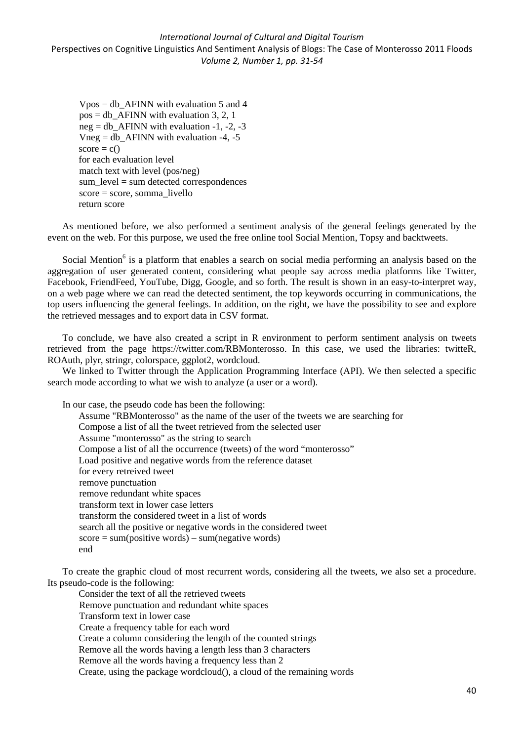```
Vpos = db_AFINN with evaluation 5 and 4
pos = db_AFINN with evaluation 3, 2, 1
neg = db_AFINN with evaluation -1, -2, -3
Vneg = db_AFINN with evaluation -4, -5
score = c()
for each evaluation level
match text with level (pos/neg)
sum_level = sum detected correspondences
score = score, somma_livello
return score
```

As mentioned before, we also performed a sentiment analysis of the general feelings generated by the event on the web. For this purpose, we used the free online tool Social Mention, Topsy and backtweets.

Social Mention[6] is a platform that enables a search on social media performing an analysis based on the aggregation of user generated content, considering what people say across media platforms like Twitter, Facebook, FriendFeed, YouTube, Digg, Google, and so forth. The result is shown in an easy-to-interpret way, on a web page where we can read the detected sentiment, the top keywords occurring in communications, the top users influencing the general feelings. In addition, on the right, we have the possibility to see and explore the retrieved messages and to export data in CSV format.

To conclude, we have also created a script in R environment to perform sentiment analysis on tweets retrieved from the page https://twitter.com/RBMonterosso. In this case, we used the libraries: twitteR, ROAuth, plyr, stringr, colorspace, ggplot2, wordcloud.

We linked to Twitter through the Application Programming Interface (API). We then selected a specific search mode according to what we wish to analyze (a user or a word).

In our case, the pseudo code has been the following:

```
Assume "RBMonterosso" as the name of the user of the tweets we are searching for
Compose a list of all the tweet retrieved from the selected user
Assume "monterosso" as the string to search
Compose a list of all the occurrence (tweets) of the word "monterosso"
Load positive and negative words from the reference dataset
for every retreived tweet
remove punctuation
remove redundant white spaces
transform text in lower case letters
transform the considered tweet in a list of words
search all the positive or negative words in the considered tweet
score = sum(positive words) – sum(negative words)
end
```

To create the graphic cloud of most recurrent words, considering all the tweets, we also set a procedure. Its pseudo-code is the following:

```
Consider the text of all the retrieved tweets
Remove punctuation and redundant white spaces
Transform text in lower case
Create a frequency table for each word
Create a column considering the length of the counted strings
Remove all the words having a length less than 3 characters
Remove all the words having a frequency less than 2
Create, using the package wordcloud(), a cloud of the remaining words
```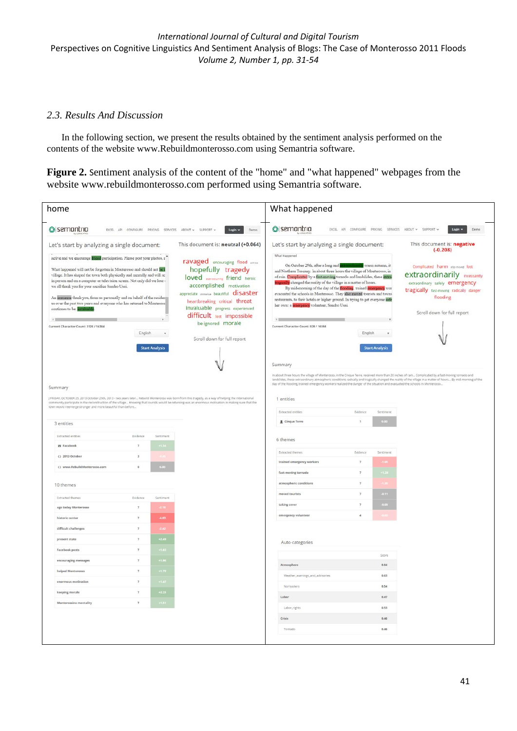### 2.3. Results And Discussion

In the following section, we present the results obtained by the sentiment analysis performed on the contents of the website www.Rebuildmonterosso.com using Semantria software.

**Figure 2.** Sentiment analysis of the content of the "home" and "what happened" webpages from the website www.rebuildmonterosso.com performed using Semantria software.

| home | What happened |
|---|---|
| | |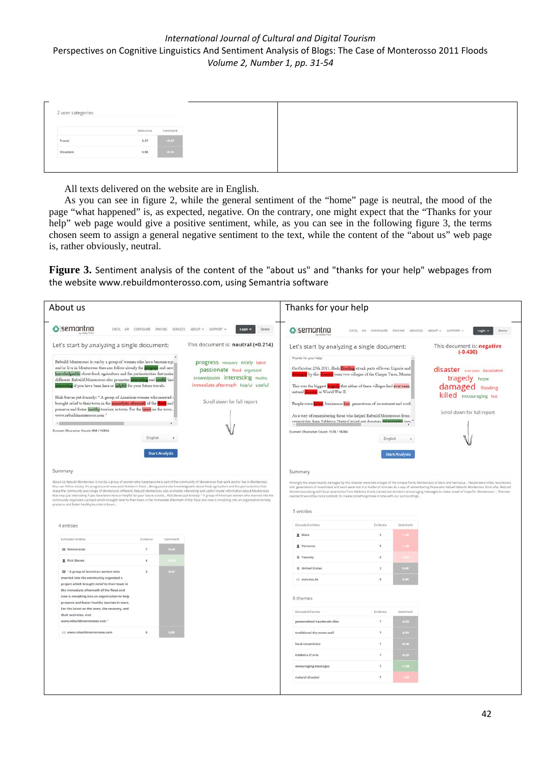| | | |
|---|---|---|
| 2 user categories | | |
| | Relevance | Sentiment |
| Travel | 0.77 | +0.47 |
| Disasters | 0.58 | -0.16 |

All texts delivered on the website are in English.

As you can see in figure 2, while the general sentiment of the "home" page is neutral, the mood of the page "what happened" is, as expected, negative. On the contrary, one might expect that the "Thanks for your help" web page would give a positive sentiment, while, as you can see in the following figure 3, the terms chosen seem to assign a general negative sentiment to the text, while the content of the "about us" web page is, rather obviously, neutral.

**Figure 3.** Sentiment analysis of the content of the "about us" and "thanks for your help" webpages from the website www.rebuildmonterosso.com, using Semantria software

| About us | Thanks for your help |
|---|---|
| | |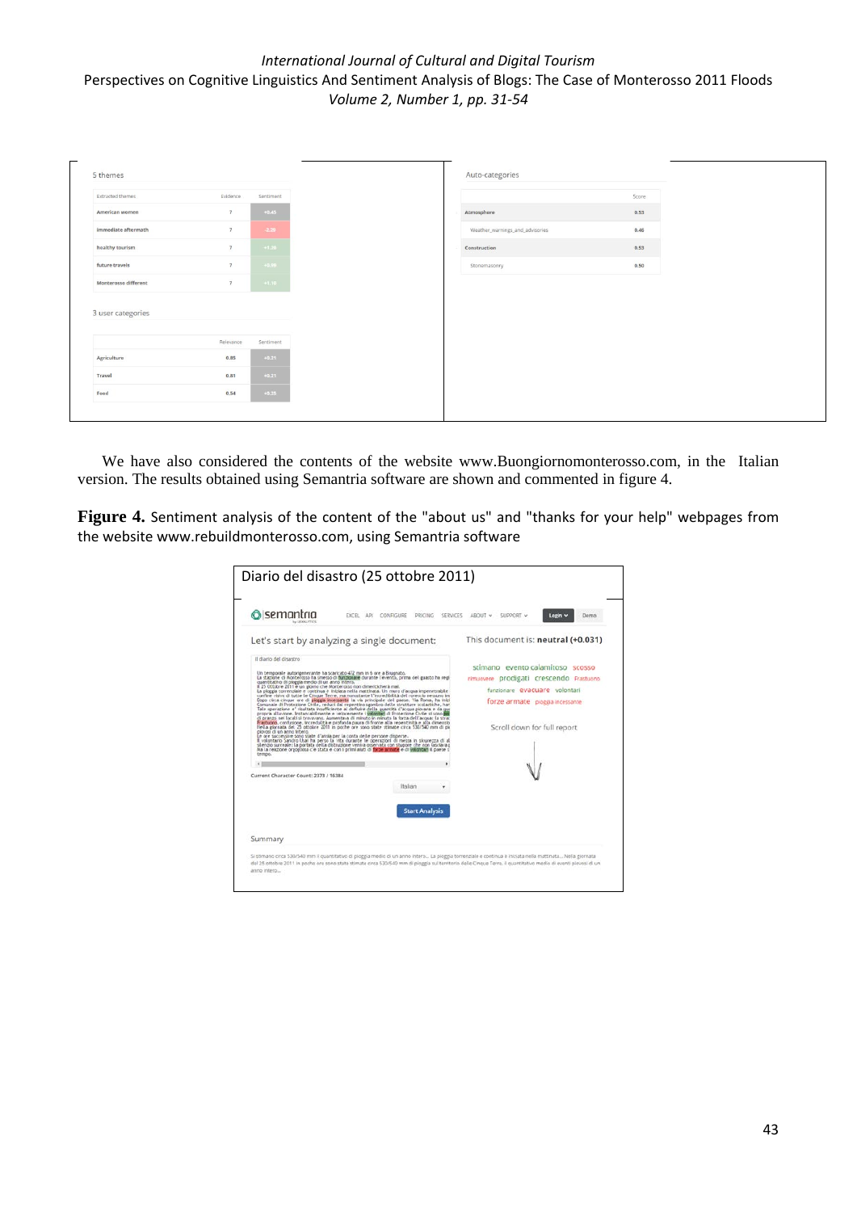5 themes

| Extracted themes | Evidence | Sentiment |
|---|---|---|
| American women | 7 | +0.45 |
| immediate aftermath | 7 | -2.28 |
| healthy tourism | 7 | +1.20 |
| future travels | 7 | +0.88 |
| Monterosso different | 7 | +1.10 |

3 user categories

| | Relevance | Sentiment |
|---|---|---|
| Agriculture | 0.85 | +0.31 |
| Travel | 0.81 | +0.21 |
| Food | 0.54 | +0.35 |

Auto-categories

| | Score |
|---|---|
| Atmosphere | 0.53 |
| Weather_warnings_and_advisories | 0.46 |
| Construction | 0.53 |
| Stonemasonry | 0.50 |

We have also considered the contents of the website www.Buongiornomonterosso.com, in the Italian version. The results obtained using Semantria software are shown and commented in figure 4.

**Figure 4.** Sentiment analysis of the content of the "about us" and "thanks for your help" webpages from the website www.rebuildmonterosso.com, using Semantria software

Diario del disastro (25 ottobre 2011)

Let's start by analyzing a single document:

This document is: neutral (+0.031)

Summary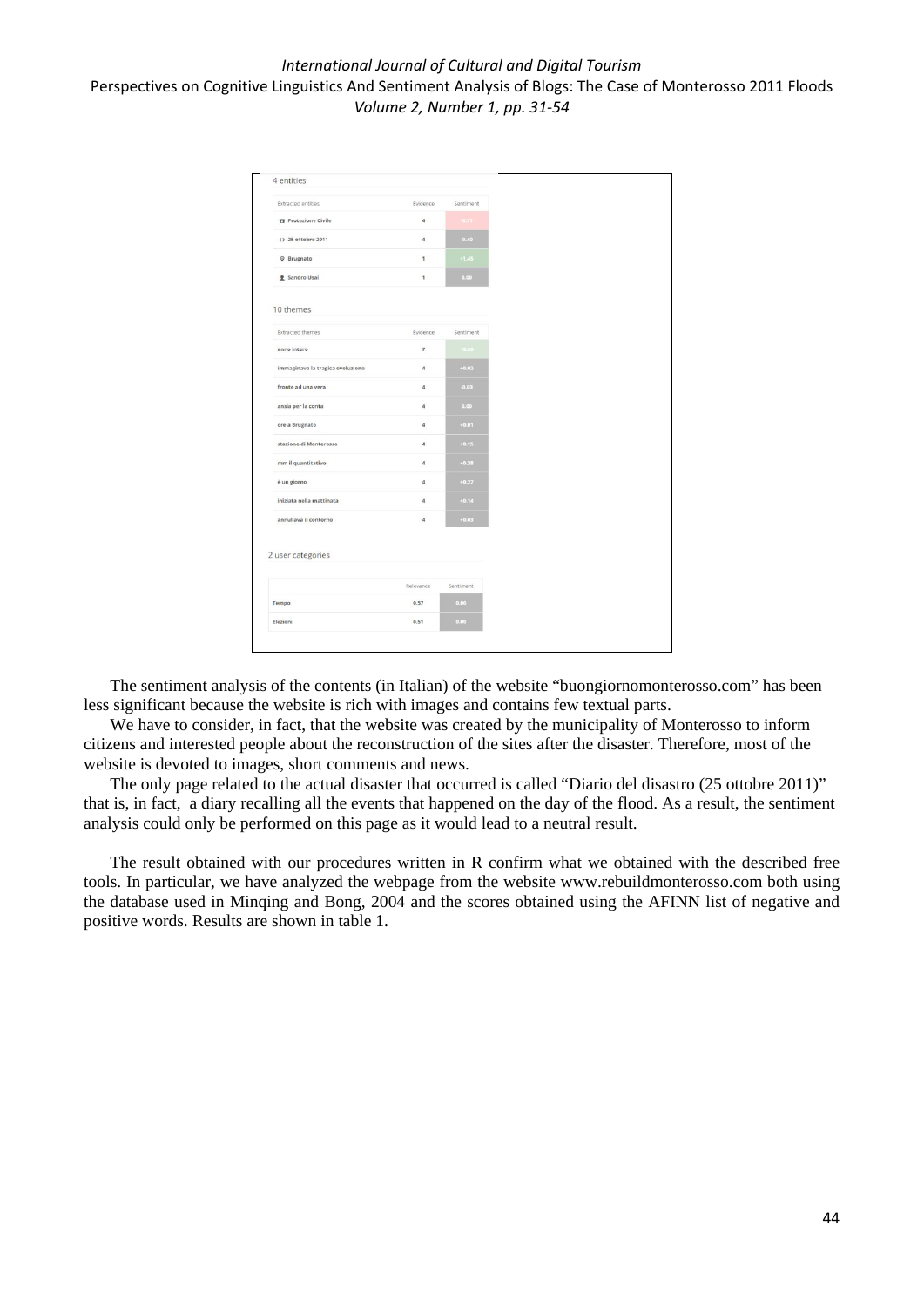4 entities

| Extracted entities | Evidence | Sentiment |
|---|---|---|
| Protezione Civile | 4 | -0.71 |
| 25 ottobre 2011 | 4 | -0.40 |
| Brugnato | 1 | +1.45 |
| Sandro Usai | 1 | 0.00 |

10 themes

| Extracted themes | Evidence | Sentiment |
|---|---|---|
| anno intero | 7 | +0.00 |
| immaginava la tragica evoluzione | 4 | +0.02 |
| fronte ad una vera | 4 | -0.03 |
| ansia per la conta | 4 | 0.00 |
| ore a Brugnato | 4 | +0.01 |
| stazione di Monterosso | 4 | +0.15 |
| mm il quantitativo | 4 | +0.38 |
| è un giorno | 4 | +0.27 |
| iniziata nella mattinata | 4 | +0.14 |
| annullava il contorno | 4 | +0.03 |

2 user categories

| | Relevance | Sentiment |
|---|---|---|
| Tempo | 0.57 | 0.00 |
| Elezioni | 0.51 | 0.00 |

The sentiment analysis of the contents (in Italian) of the website "buongiornomonterosso.com" has been less significant because the website is rich with images and contains few textual parts.

We have to consider, in fact, that the website was created by the municipality of Monterosso to inform citizens and interested people about the reconstruction of the sites after the disaster. Therefore, most of the website is devoted to images, short comments and news.

The only page related to the actual disaster that occurred is called "Diario del disastro (25 ottobre 2011)" that is, in fact, a diary recalling all the events that happened on the day of the flood. As a result, the sentiment analysis could only be performed on this page as it would lead to a neutral result.

The result obtained with our procedures written in R confirm what we obtained with the described free tools. In particular, we have analyzed the webpage from the website www.rebuildmonterosso.com both using the database used in Minqing and Bong, 2004 and the scores obtained using the AFINN list of negative and positive words. Results are shown in table 1.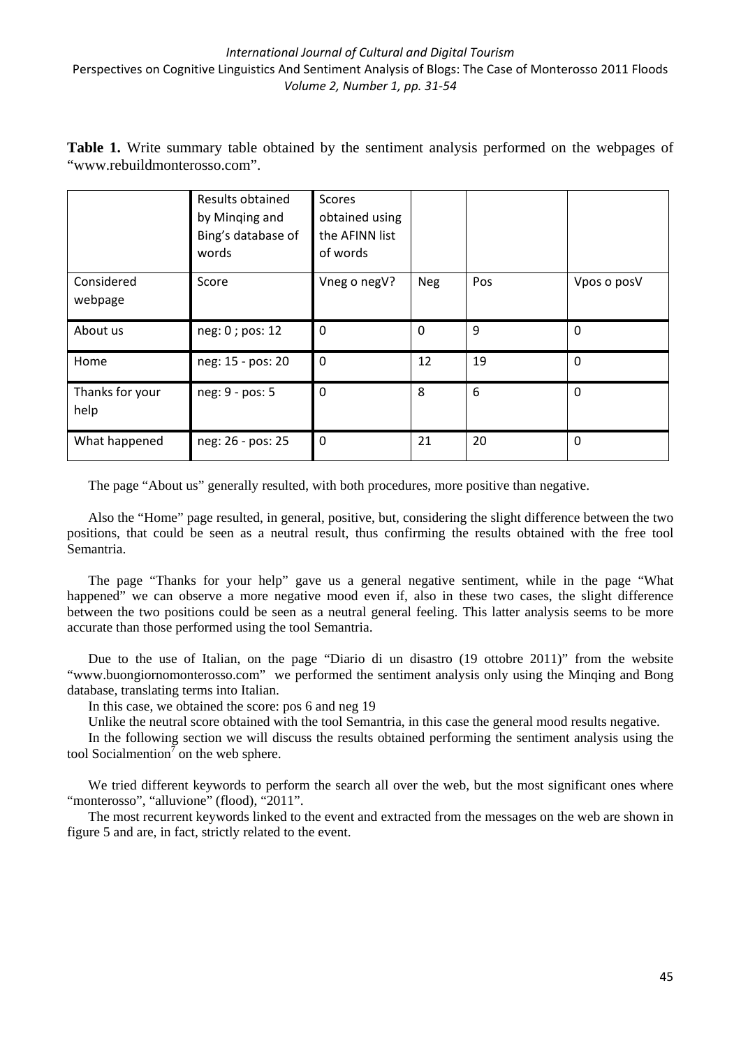**Table 1.** Write summary table obtained by the sentiment analysis performed on the webpages of "www.rebuildmonterosso.com".

| | Results obtained by Minqing and Bing's database of words | Scores obtained using the AFINN list of words | | | |
|---|---|---|---|---|---|
| Considered webpage | Score | Vneg o negV? | Neg | Pos | Vpos o posV |
| About us | neg: 0 ; pos: 12 | 0 | 0 | 9 | 0 |
| Home | neg: 15 - pos: 20 | 0 | 12 | 19 | 0 |
| Thanks for your help | neg: 9 - pos: 5 | 0 | 8 | 6 | 0 |
| What happened | neg: 26 - pos: 25 | 0 | 21 | 20 | 0 |

The page "About us" generally resulted, with both procedures, more positive than negative.

Also the "Home" page resulted, in general, positive, but, considering the slight difference between the two positions, that could be seen as a neutral result, thus confirming the results obtained with the free tool Semantria.

The page "Thanks for your help" gave us a general negative sentiment, while in the page "What happened" we can observe a more negative mood even if, also in these two cases, the slight difference between the two positions could be seen as a neutral general feeling. This latter analysis seems to be more accurate than those performed using the tool Semantria.

Due to the use of Italian, on the page "Diario di un disastro (19 ottobre 2011)" from the website "www.buongiornomonterosso.com" we performed the sentiment analysis only using the Minqing and Bong database, translating terms into Italian.

In this case, we obtained the score: pos 6 and neg 19

Unlike the neutral score obtained with the tool Semantria, in this case the general mood results negative.

In the following section we will discuss the results obtained performing the sentiment analysis using the tool Socialmention[7] on the web sphere.

We tried different keywords to perform the search all over the web, but the most significant ones where "monterosso", "alluvione" (flood), "2011".

The most recurrent keywords linked to the event and extracted from the messages on the web are shown in figure 5 and are, in fact, strictly related to the event.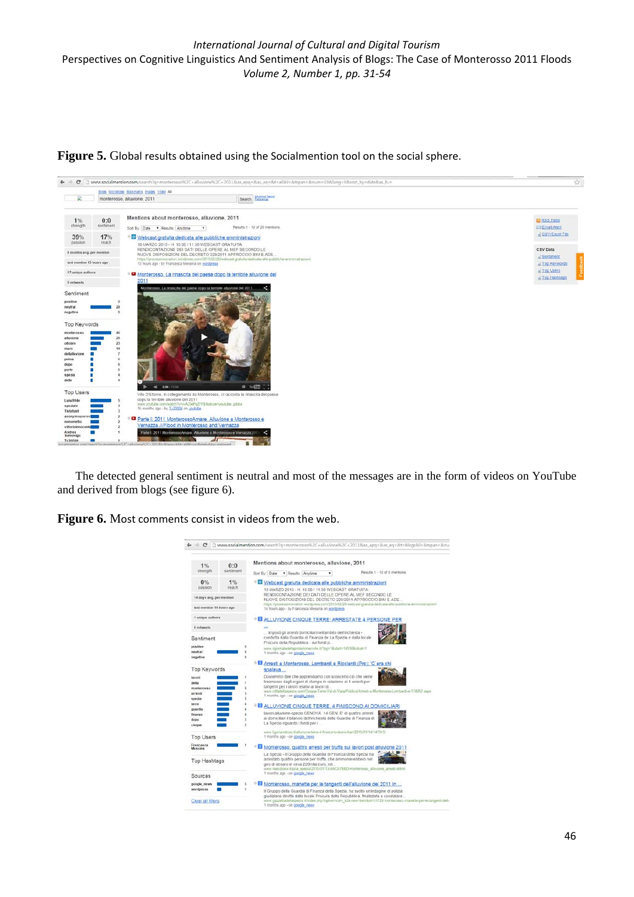**Figure 5.** Global results obtained using the Socialmention tool on the social sphere.

The detected general sentiment is neutral and most of the messages are in the form of videos on YouTube and derived from blogs (see figure 6).

**Figure 6.** Most comments consist in videos from the web.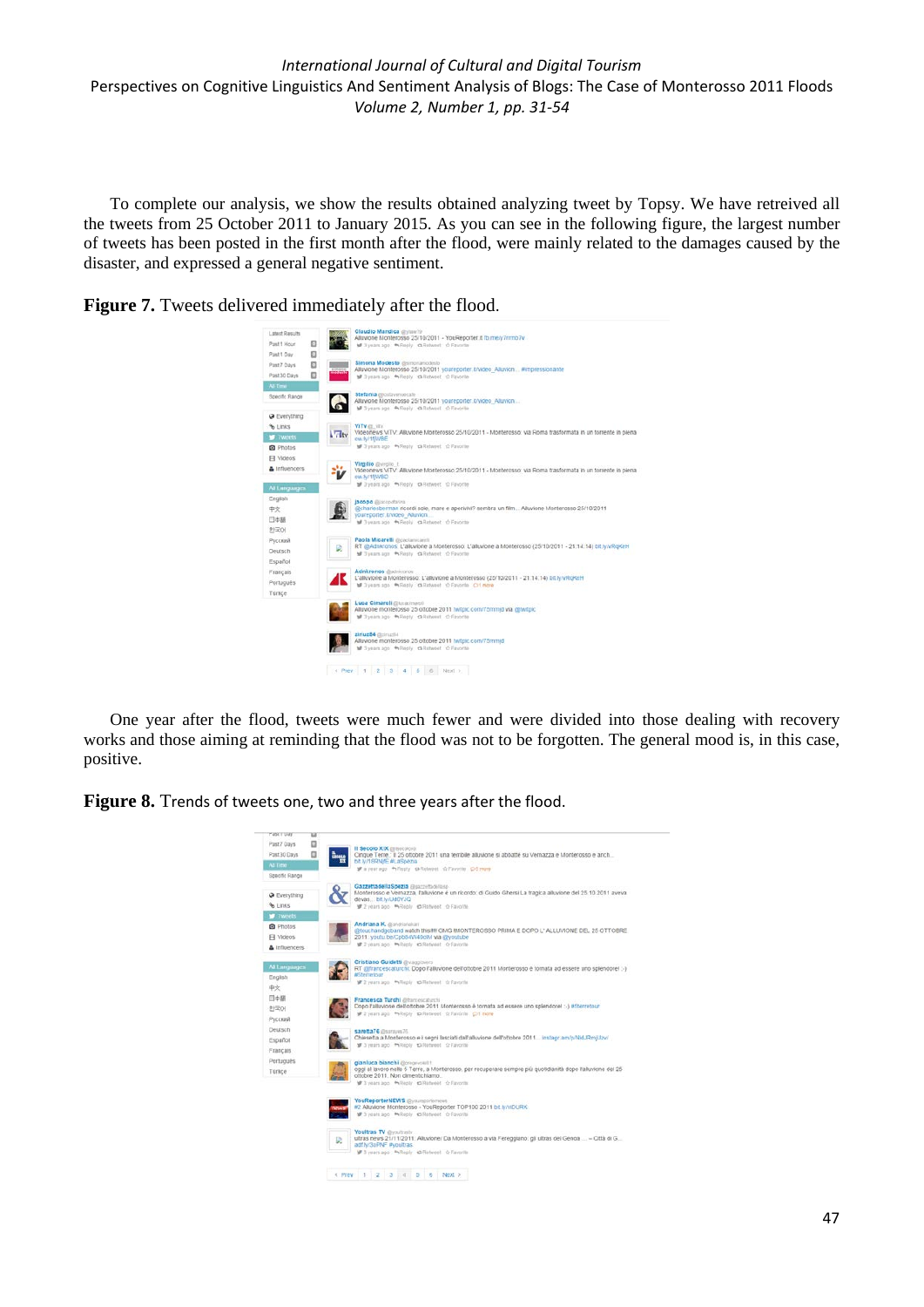To complete our analysis, we show the results obtained analyzing tweet by Topsy. We have retreived all the tweets from 25 October 2011 to January 2015. As you can see in the following figure, the largest number of tweets has been posted in the first month after the flood, were mainly related to the damages caused by the disaster, and expressed a general negative sentiment.

**Figure 7.** Tweets delivered immediately after the flood.

One year after the flood, tweets were much fewer and were divided into those dealing with recovery works and those aiming at reminding that the flood was not to be forgotten. The general mood is, in this case, positive.

**Figure 8.** Trends of tweets one, two and three years after the flood.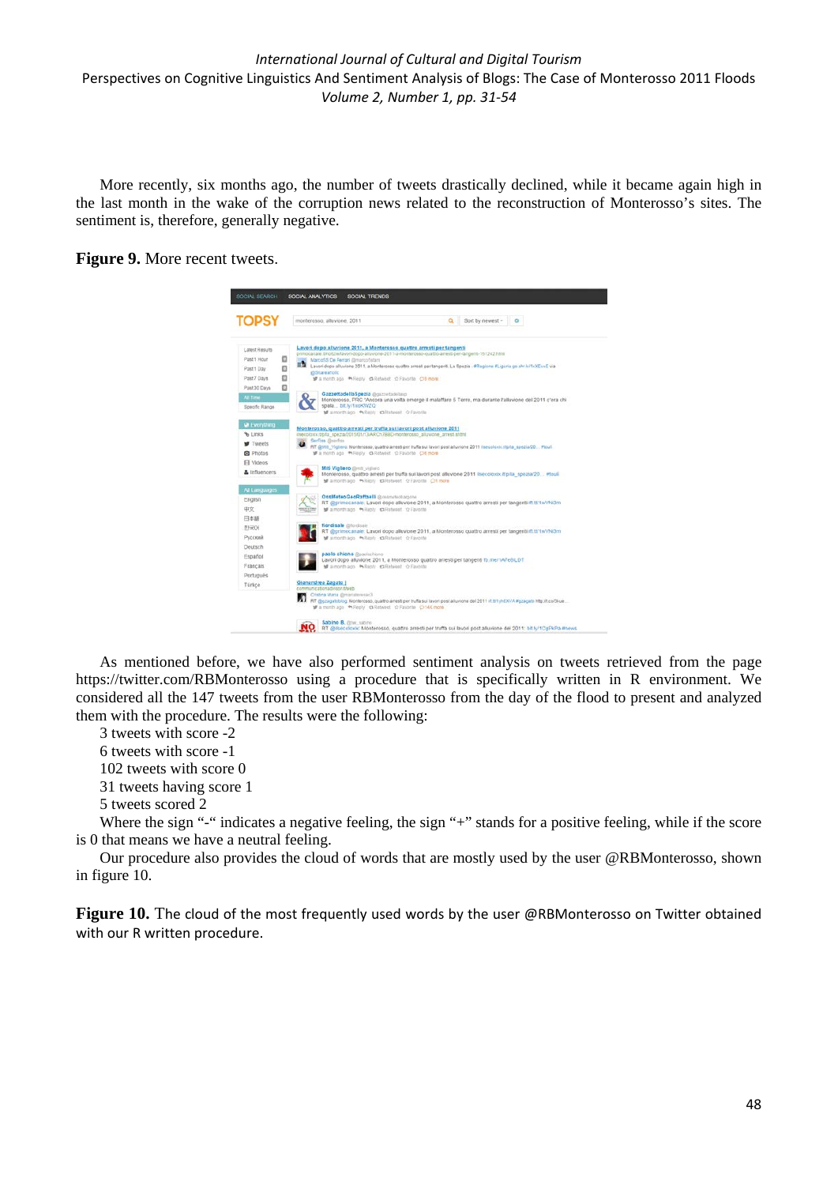More recently, six months ago, the number of tweets drastically declined, while it became again high in the last month in the wake of the corruption news related to the reconstruction of Monterosso's sites. The sentiment is, therefore, generally negative.

**Figure 9.** More recent tweets.

As mentioned before, we have also performed sentiment analysis on tweets retrieved from the page https://twitter.com/RBMonterosso using a procedure that is specifically written in R environment. We considered all the 147 tweets from the user RBMonterosso from the day of the flood to present and analyzed them with the procedure. The results were the following:

3 tweets with score -2
6 tweets with score -1
102 tweets with score 0
31 tweets having score 1
5 tweets scored 2

Where the sign "-" indicates a negative feeling, the sign "+" stands for a positive feeling, while if the score is 0 that means we have a neutral feeling.

Our procedure also provides the cloud of words that are mostly used by the user @RBMonterosso, shown in figure 10.

**Figure 10.** The cloud of the most frequently used words by the user @RBMonterosso on Twitter obtained with our R written procedure.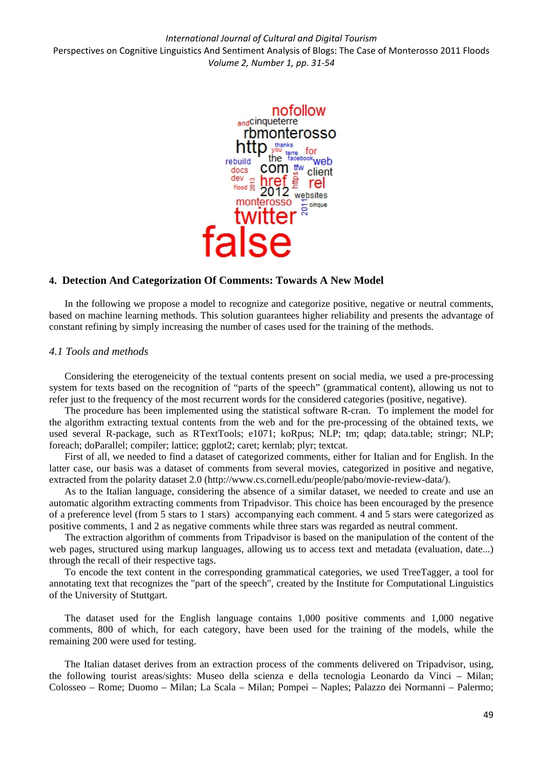## 4. Detection And Categorization Of Comments: Towards A New Model

In the following we propose a model to recognize and categorize positive, negative or neutral comments, based on machine learning methods. This solution guarantees higher reliability and presents the advantage of constant refining by simply increasing the number of cases used for the training of the methods.

### *4.1 Tools and methods*

Considering the eterogeneicity of the textual contents present on social media, we used a pre-processing system for texts based on the recognition of "parts of the speech" (grammatical content), allowing us not to refer just to the frequency of the most recurrent words for the considered categories (positive, negative).

The procedure has been implemented using the statistical software R-cran. To implement the model for the algorithm extracting textual contents from the web and for the pre-processing of the obtained texts, we used several R-package, such as RTextTools; e1071; koRpus; NLP; tm; qdap; data.table; stringr; NLP; foreach; doParallel; compiler; lattice; ggplot2; caret; kernlab; plyr; textcat.

First of all, we needed to find a dataset of categorized comments, either for Italian and for English. In the latter case, our basis was a dataset of comments from several movies, categorized in positive and negative, extracted from the polarity dataset 2.0 (http://www.cs.cornell.edu/people/pabo/movie-review-data/).

As to the Italian language, considering the absence of a similar dataset, we needed to create and use an automatic algorithm extracting comments from Tripadvisor. This choice has been encouraged by the presence of a preference level (from 5 stars to 1 stars) accompanying each comment. 4 and 5 stars were categorized as positive comments, 1 and 2 as negative comments while three stars was regarded as neutral comment.

The extraction algorithm of comments from Tripadvisor is based on the manipulation of the content of the web pages, structured using markup languages, allowing us to access text and metadata (evaluation, date...) through the recall of their respective tags.

To encode the text content in the corresponding grammatical categories, we used TreeTagger, a tool for annotating text that recognizes the "part of the speech", created by the Institute for Computational Linguistics of the University of Stuttgart.

The dataset used for the English language contains 1,000 positive comments and 1,000 negative comments, 800 of which, for each category, have been used for the training of the models, while the remaining 200 were used for testing.

The Italian dataset derives from an extraction process of the comments delivered on Tripadvisor, using, the following tourist areas/sights: Museo della scienza e della tecnologia Leonardo da Vinci – Milan; Colosseo – Rome; Duomo – Milan; La Scala – Milan; Pompei – Naples; Palazzo dei Normanni – Palermo;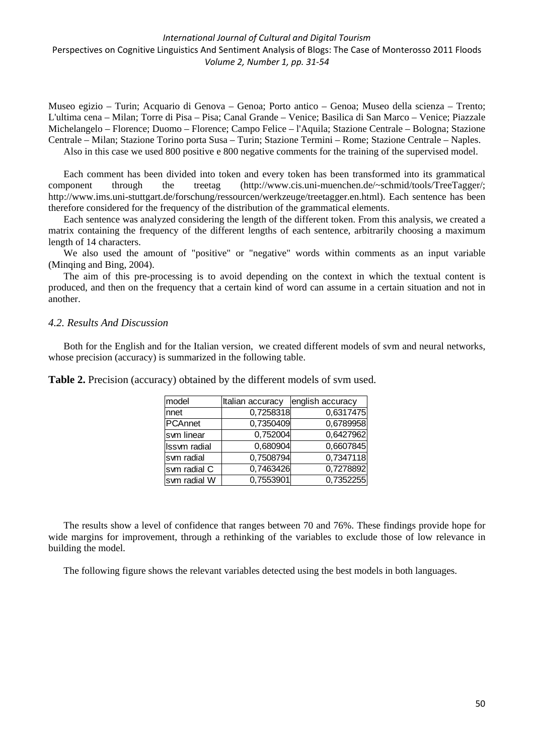Museo egizio – Turin; Acquario di Genova – Genoa; Porto antico – Genoa; Museo della scienza – Trento; L'ultima cena – Milan; Torre di Pisa – Pisa; Canal Grande – Venice; Basilica di San Marco – Venice; Piazzale Michelangelo – Florence; Duomo – Florence; Campo Felice – l'Aquila; Stazione Centrale – Bologna; Stazione Centrale – Milan; Stazione Torino porta Susa – Turin; Stazione Termini – Rome; Stazione Centrale – Naples.

Also in this case we used 800 positive e 800 negative comments for the training of the supervised model.

Each comment has been divided into token and every token has been transformed into its grammatical component through the treetag (http://www.cis.uni-muenchen.de/~schmid/tools/TreeTagger/; http://www.ims.uni-stuttgart.de/forschung/ressourcen/werkzeuge/treetagger.en.html). Each sentence has been therefore considered for the frequency of the distribution of the grammatical elements.

Each sentence was analyzed considering the length of the different token. From this analysis, we created a matrix containing the frequency of the different lengths of each sentence, arbitrarily choosing a maximum length of 14 characters.

We also used the amount of "positive" or "negative" words within comments as an input variable (Minqing and Bing, 2004).

The aim of this pre-processing is to avoid depending on the context in which the textual content is produced, and then on the frequency that a certain kind of word can assume in a certain situation and not in another.

### *4.2. Results And Discussion*

Both for the English and for the Italian version, we created different models of svm and neural networks, whose precision (accuracy) is summarized in the following table.

**Table 2.** Precision (accuracy) obtained by the different models of svm used.

| model | Italian accuracy | english accuracy |
|---|---|---|
| nnet | 0,7258318 | 0,6317475 |
| PCAnnet | 0,7350409 | 0,6789958 |
| svm linear | 0,752004 | 0,6427962 |
| lssvm radial | 0,680904 | 0,6607845 |
| svm radial | 0,7508794 | 0,7347118 |
| svm radial C | 0,7463426 | 0,7278892 |
| svm radial W | 0,7553901 | 0,7352255 |

The results show a level of confidence that ranges between 70 and 76%. These findings provide hope for wide margins for improvement, through a rethinking of the variables to exclude those of low relevance in building the model.

The following figure shows the relevant variables detected using the best models in both languages.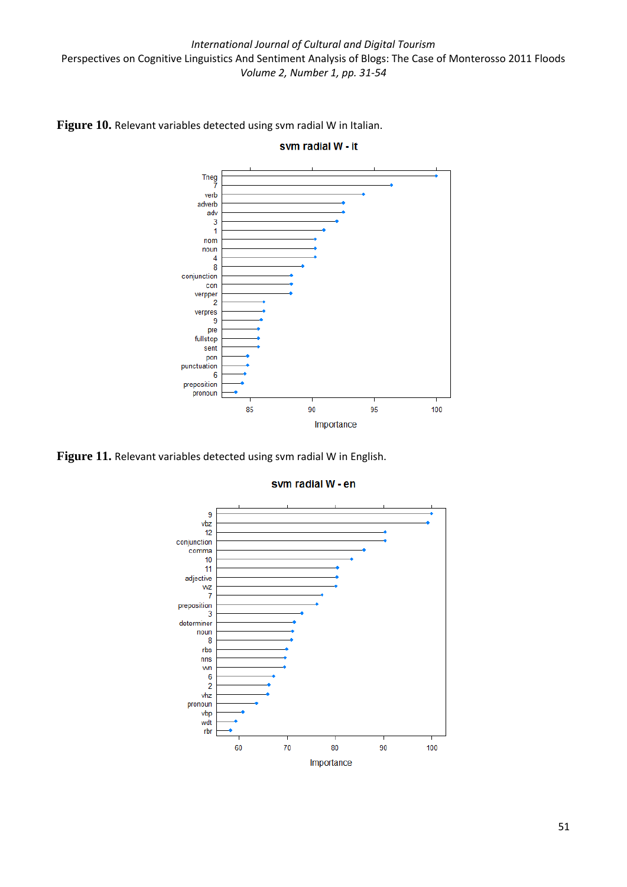**Figure 10.** Relevant variables detected using svm radial W in Italian.

**Figure 11.** Relevant variables detected using svm radial W in English.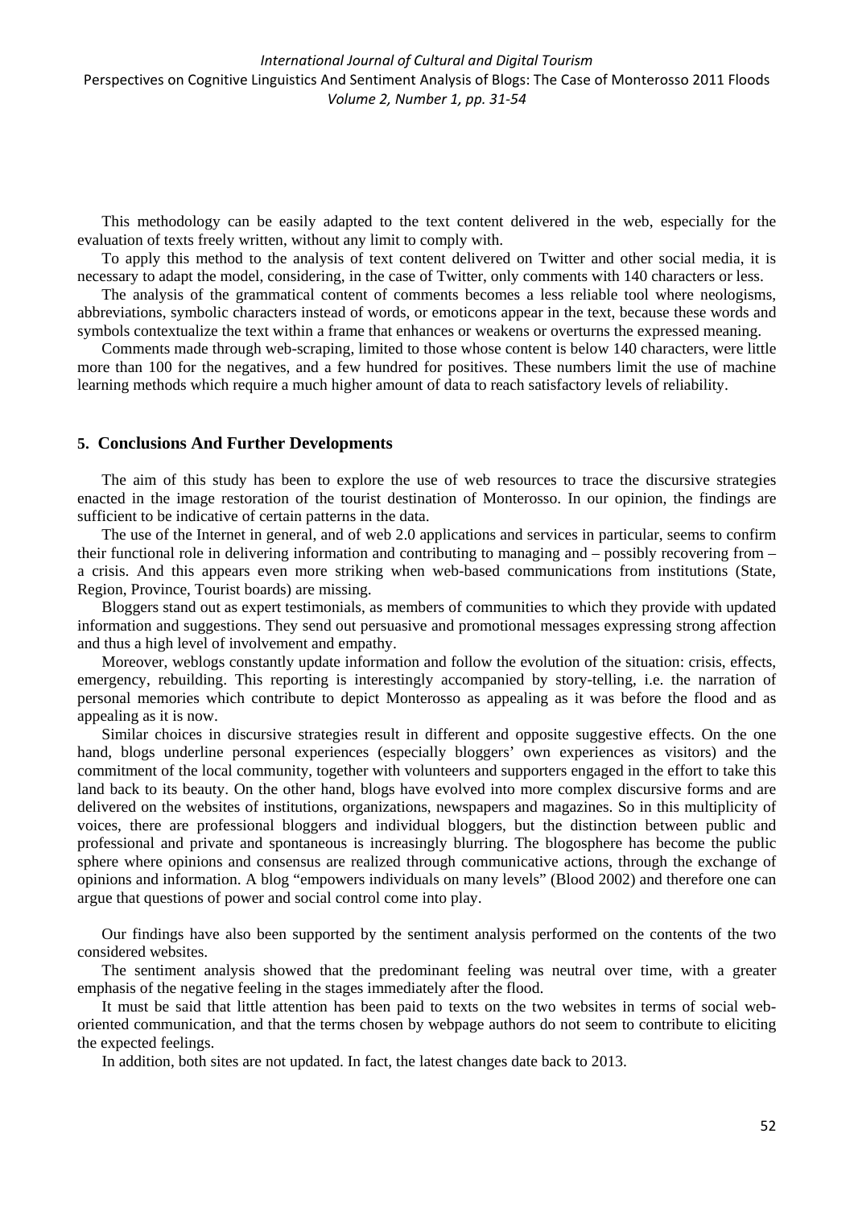This methodology can be easily adapted to the text content delivered in the web, especially for the evaluation of texts freely written, without any limit to comply with.

To apply this method to the analysis of text content delivered on Twitter and other social media, it is necessary to adapt the model, considering, in the case of Twitter, only comments with 140 characters or less.

The analysis of the grammatical content of comments becomes a less reliable tool where neologisms, abbreviations, symbolic characters instead of words, or emoticons appear in the text, because these words and symbols contextualize the text within a frame that enhances or weakens or overturns the expressed meaning.

Comments made through web-scraping, limited to those whose content is below 140 characters, were little more than 100 for the negatives, and a few hundred for positives. These numbers limit the use of machine learning methods which require a much higher amount of data to reach satisfactory levels of reliability.

## 5. Conclusions And Further Developments

The aim of this study has been to explore the use of web resources to trace the discursive strategies enacted in the image restoration of the tourist destination of Monterosso. In our opinion, the findings are sufficient to be indicative of certain patterns in the data.

The use of the Internet in general, and of web 2.0 applications and services in particular, seems to confirm their functional role in delivering information and contributing to managing and – possibly recovering from – a crisis. And this appears even more striking when web-based communications from institutions (State, Region, Province, Tourist boards) are missing.

Bloggers stand out as expert testimonials, as members of communities to which they provide with updated information and suggestions. They send out persuasive and promotional messages expressing strong affection and thus a high level of involvement and empathy.

Moreover, weblogs constantly update information and follow the evolution of the situation: crisis, effects, emergency, rebuilding. This reporting is interestingly accompanied by story-telling, i.e. the narration of personal memories which contribute to depict Monterosso as appealing as it was before the flood and as appealing as it is now.

Similar choices in discursive strategies result in different and opposite suggestive effects. On the one hand, blogs underline personal experiences (especially bloggers' own experiences as visitors) and the commitment of the local community, together with volunteers and supporters engaged in the effort to take this land back to its beauty. On the other hand, blogs have evolved into more complex discursive forms and are delivered on the websites of institutions, organizations, newspapers and magazines. So in this multiplicity of voices, there are professional bloggers and individual bloggers, but the distinction between public and professional and private and spontaneous is increasingly blurring. The blogosphere has become the public sphere where opinions and consensus are realized through communicative actions, through the exchange of opinions and information. A blog "empowers individuals on many levels" (Blood 2002) and therefore one can argue that questions of power and social control come into play.

Our findings have also been supported by the sentiment analysis performed on the contents of the two considered websites.

The sentiment analysis showed that the predominant feeling was neutral over time, with a greater emphasis of the negative feeling in the stages immediately after the flood.

It must be said that little attention has been paid to texts on the two websites in terms of social web-oriented communication, and that the terms chosen by webpage authors do not seem to contribute to eliciting the expected feelings.

In addition, both sites are not updated. In fact, the latest changes date back to 2013.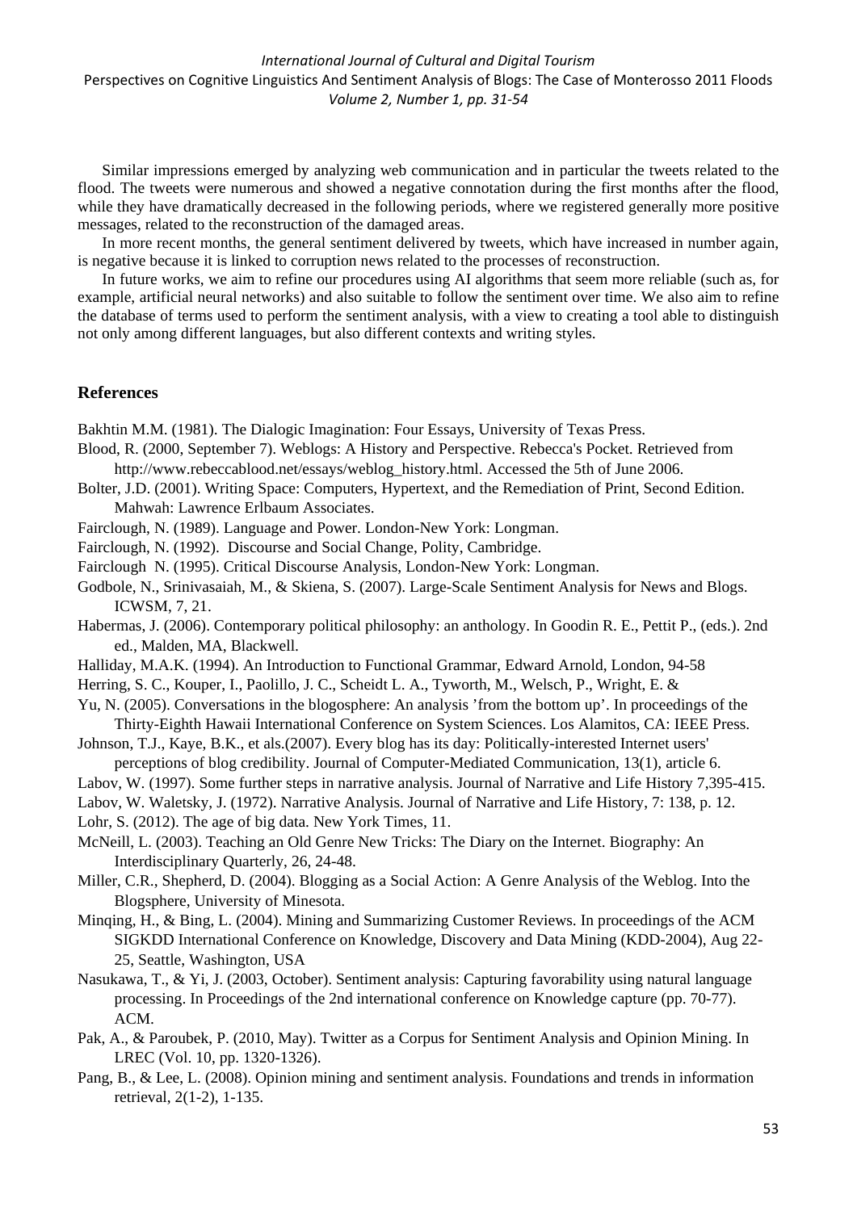Similar impressions emerged by analyzing web communication and in particular the tweets related to the flood. The tweets were numerous and showed a negative connotation during the first months after the flood, while they have dramatically decreased in the following periods, where we registered generally more positive messages, related to the reconstruction of the damaged areas.

In more recent months, the general sentiment delivered by tweets, which have increased in number again, is negative because it is linked to corruption news related to the processes of reconstruction.

In future works, we aim to refine our procedures using AI algorithms that seem more reliable (such as, for example, artificial neural networks) and also suitable to follow the sentiment over time. We also aim to refine the database of terms used to perform the sentiment analysis, with a view to creating a tool able to distinguish not only among different languages, but also different contexts and writing styles.

## References

Bakhtin M.M. (1981). The Dialogic Imagination: Four Essays, University of Texas Press.

Blood, R. (2000, September 7). Weblogs: A History and Perspective. Rebecca's Pocket. Retrieved from http://www.rebeccablood.net/essays/weblog_history.html. Accessed the 5th of June 2006.

Bolter, J.D. (2001). Writing Space: Computers, Hypertext, and the Remediation of Print, Second Edition. Mahwah: Lawrence Erlbaum Associates.

Fairclough, N. (1989). Language and Power. London-New York: Longman.

Fairclough, N. (1992). Discourse and Social Change, Polity, Cambridge.

Fairclough N. (1995). Critical Discourse Analysis, London-New York: Longman.

Godbole, N., Srinivasaiah, M., & Skiena, S. (2007). Large-Scale Sentiment Analysis for News and Blogs. ICWSM, 7, 21.

Habermas, J. (2006). Contemporary political philosophy: an anthology. In Goodin R. E., Pettit P., (eds.). 2nd ed., Malden, MA, Blackwell.

Halliday, M.A.K. (1994). An Introduction to Functional Grammar, Edward Arnold, London, 94-58

Herring, S. C., Kouper, I., Paolillo, J. C., Scheidt L. A., Tyworth, M., Welsch, P., Wright, E. &

Yu, N. (2005). Conversations in the blogosphere: An analysis 'from the bottom up'. In proceedings of the Thirty-Eighth Hawaii International Conference on System Sciences. Los Alamitos, CA: IEEE Press.

Johnson, T.J., Kaye, B.K., et als.(2007). Every blog has its day: Politically-interested Internet users' perceptions of blog credibility. Journal of Computer-Mediated Communication, 13(1), article 6.

Labov, W. (1997). Some further steps in narrative analysis. Journal of Narrative and Life History 7,395-415.

Labov, W. Waletsky, J. (1972). Narrative Analysis. Journal of Narrative and Life History, 7: 138, p. 12.

Lohr, S. (2012). The age of big data. New York Times, 11.

McNeill, L. (2003). Teaching an Old Genre New Tricks: The Diary on the Internet. Biography: An Interdisciplinary Quarterly, 26, 24-48.

Miller, C.R., Shepherd, D. (2004). Blogging as a Social Action: A Genre Analysis of the Weblog. Into the Blogsphere, University of Minesota.

Minqing, H., & Bing, L. (2004). Mining and Summarizing Customer Reviews. In proceedings of the ACM SIGKDD International Conference on Knowledge, Discovery and Data Mining (KDD-2004), Aug 22-25, Seattle, Washington, USA

Nasukawa, T., & Yi, J. (2003, October). Sentiment analysis: Capturing favorability using natural language processing. In Proceedings of the 2nd international conference on Knowledge capture (pp. 70-77). ACM.

Pak, A., & Paroubek, P. (2010, May). Twitter as a Corpus for Sentiment Analysis and Opinion Mining. In LREC (Vol. 10, pp. 1320-1326).

Pang, B., & Lee, L. (2008). Opinion mining and sentiment analysis. Foundations and trends in information retrieval, 2(1-2), 1-135.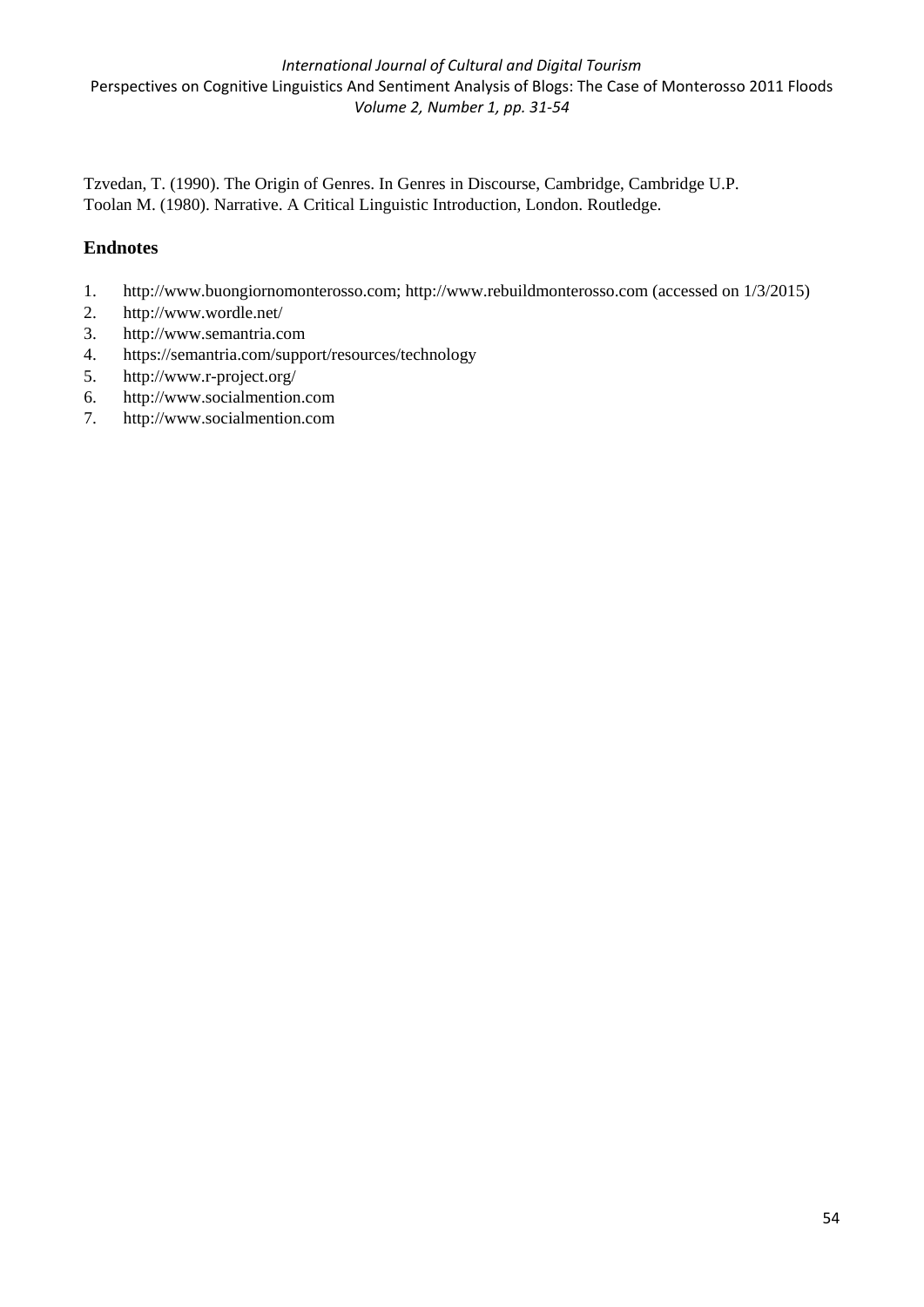Tzvedan, T. (1990). The Origin of Genres. In Genres in Discourse, Cambridge, Cambridge U.P.
Toolan M. (1980). Narrative. A Critical Linguistic Introduction, London. Routledge.

## Endnotes

1. http://www.buongiornomonterosso.com; http://www.rebuildmonterosso.com (accessed on 1/3/2015)
2. http://www.wordle.net/
3. http://www.semantria.com
4. https://semantria.com/support/resources/technology
5. http://www.r-project.org/
6. http://www.socialmention.com
7. http://www.socialmention.com